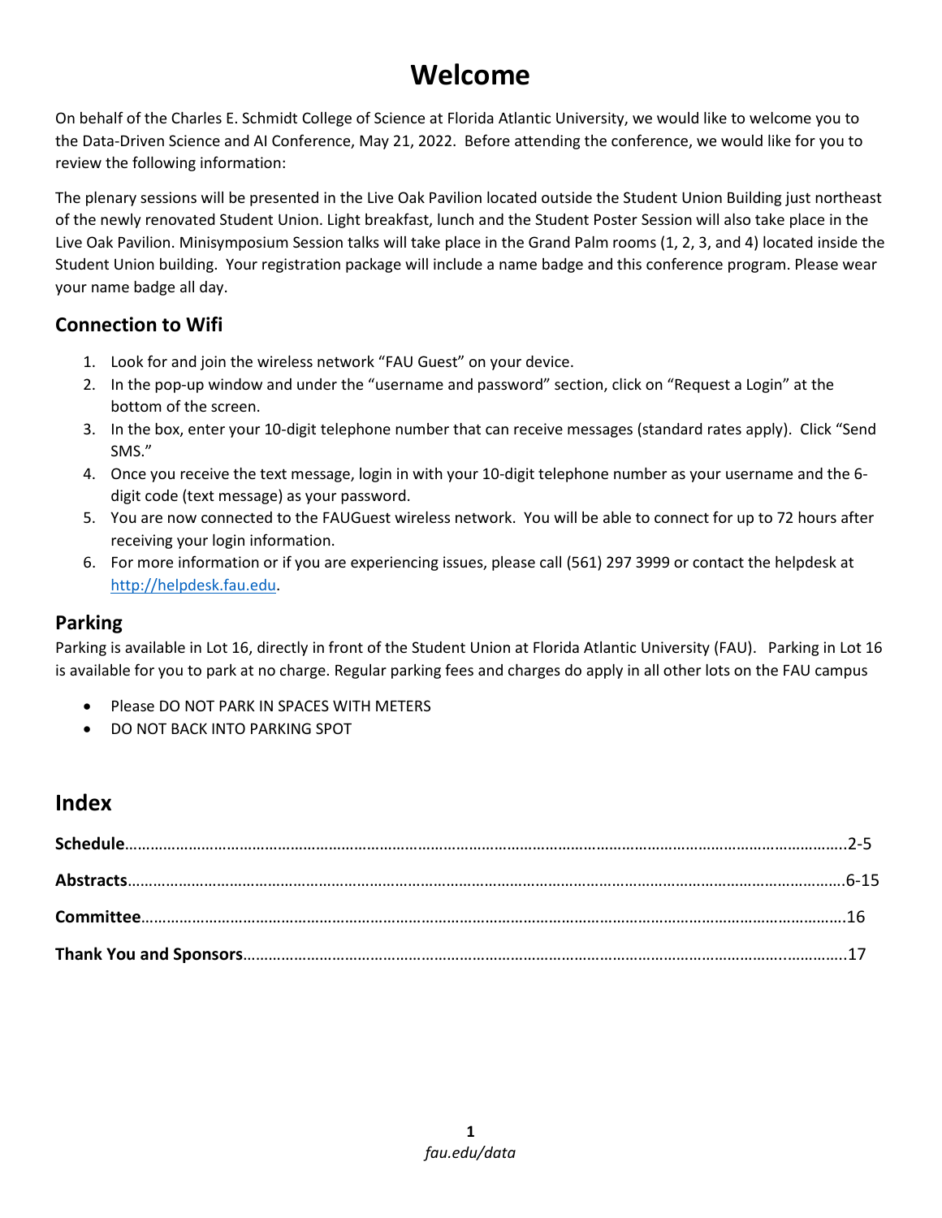# Welcome

On behalf of the Charles E. Schmidt College of Science at Florida Atlantic University, we would like to welcome you to the Data-Driven Science and AI Conference, May 21, 2022. Before attending the conference, we would like for you to review the following information:

The plenary sessions will be presented in the Live Oak Pavilion located outside the Student Union Building just northeast of the newly renovated Student Union. Light breakfast, lunch and the Student Poster Session will also take place in the Live Oak Pavilion. Minisymposium Session talks will take place in the Grand Palm rooms (1, 2, 3, and 4) located inside the Student Union building. Your registration package will include a name badge and this conference program. Please wear your name badge all day.

## Connection to Wifi

1. Look for and join the wireless network "FAU Guest" on your device.
2. In the pop-up window and under the "username and password" section, click on "Request a Login" at the bottom of the screen.
3. In the box, enter your 10-digit telephone number that can receive messages (standard rates apply). Click "Send SMS."
4. Once you receive the text message, login in with your 10-digit telephone number as your username and the 6-digit code (text message) as your password.
5. You are now connected to the FAUGuest wireless network. You will be able to connect for up to 72 hours after receiving your login information.
6. For more information or if you are experiencing issues, please call (561) 297 3999 or contact the helpdesk at http://helpdesk.fau.edu.

## Parking

Parking is available in Lot 16, directly in front of the Student Union at Florida Atlantic University (FAU). Parking in Lot 16 is available for you to park at no charge. Regular parking fees and charges do apply in all other lots on the FAU campus

- Please DO NOT PARK IN SPACES WITH METERS
- DO NOT BACK INTO PARKING SPOT

## Index

**Schedule**…………………………………………………………………………………………2-5

**Abstracts**…………………………………………………………………………………………6-15

**Committee**…………………………………………………………………………………………16

**Thank You and Sponsors**……………………………………………………………………17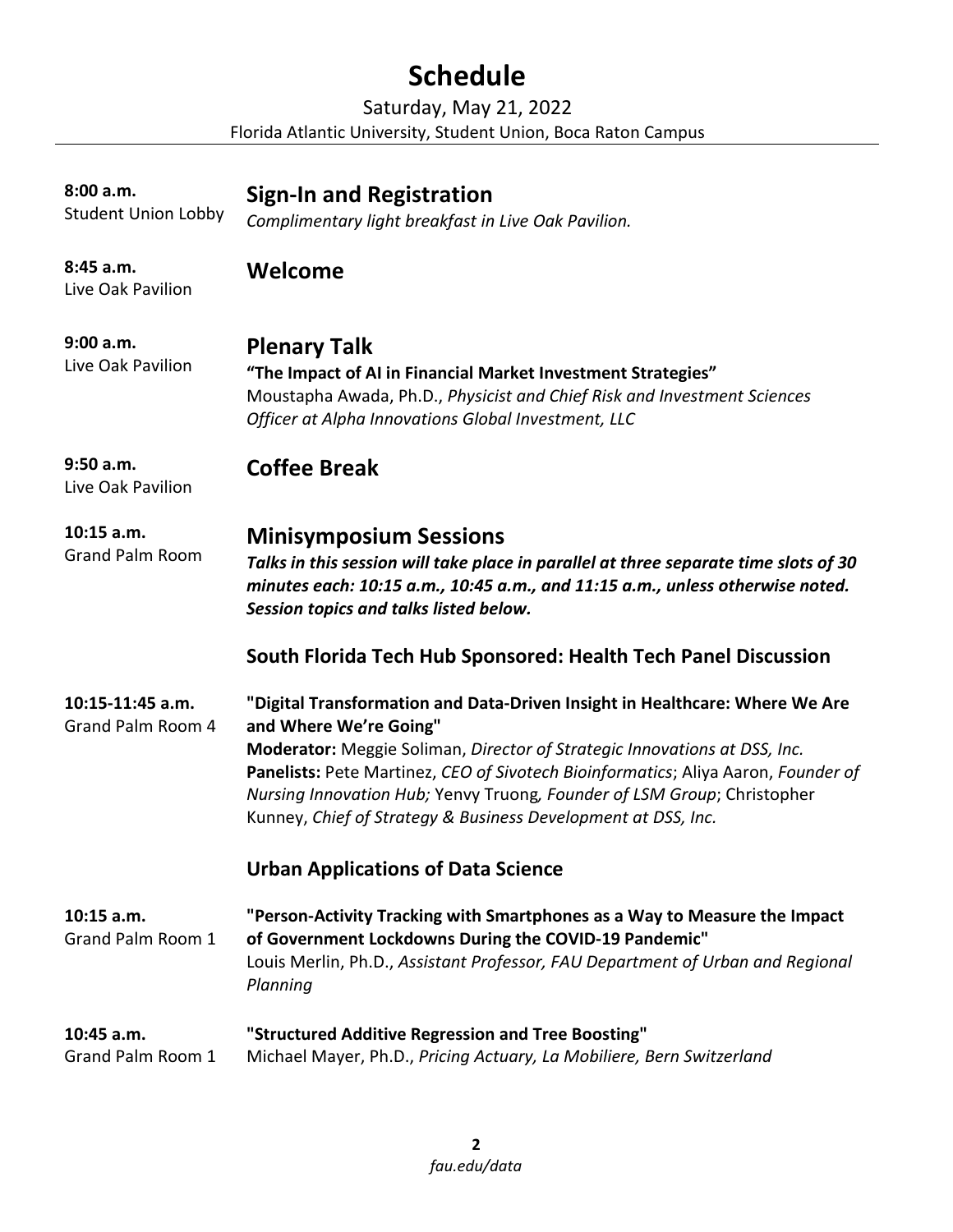# Schedule

Saturday, May 21, 2022

Florida Atlantic University, Student Union, Boca Raton Campus

---

**8:00 a.m.**
Student Union Lobby

## Sign-In and Registration

*Complimentary light breakfast in Live Oak Pavilion.*

**8:45 a.m.**
Live Oak Pavilion

## Welcome

**9:00 a.m.**
Live Oak Pavilion

## Plenary Talk

**"The Impact of AI in Financial Market Investment Strategies"**
Moustapha Awada, Ph.D., *Physicist and Chief Risk and Investment Sciences Officer at Alpha Innovations Global Investment, LLC*

**9:50 a.m.**
Live Oak Pavilion

## Coffee Break

**10:15 a.m.**
Grand Palm Room

## Minisymposium Sessions

***Talks in this session will take place in parallel at three separate time slots of 30 minutes each: 10:15 a.m., 10:45 a.m., and 11:15 a.m., unless otherwise noted. Session topics and talks listed below.***

### South Florida Tech Hub Sponsored: Health Tech Panel Discussion

**10:15-11:45 a.m.**
Grand Palm Room 4

**"Digital Transformation and Data-Driven Insight in Healthcare: Where We Are and Where We're Going"**
**Moderator:** Meggie Soliman, *Director of Strategic Innovations at DSS, Inc.*
**Panelists:** Pete Martinez, *CEO of Sivotech Bioinformatics*; Aliya Aaron, *Founder of Nursing Innovation Hub;* Yenvy Truong, *Founder of LSM Group*; Christopher Kunney, *Chief of Strategy & Business Development at DSS, Inc.*

### Urban Applications of Data Science

**10:15 a.m.**
Grand Palm Room 1

**"Person-Activity Tracking with Smartphones as a Way to Measure the Impact of Government Lockdowns During the COVID-19 Pandemic"**
Louis Merlin, Ph.D., *Assistant Professor, FAU Department of Urban and Regional Planning*

**10:45 a.m.**
Grand Palm Room 1

**"Structured Additive Regression and Tree Boosting"**
Michael Mayer, Ph.D., *Pricing Actuary, La Mobiliere, Bern Switzerland*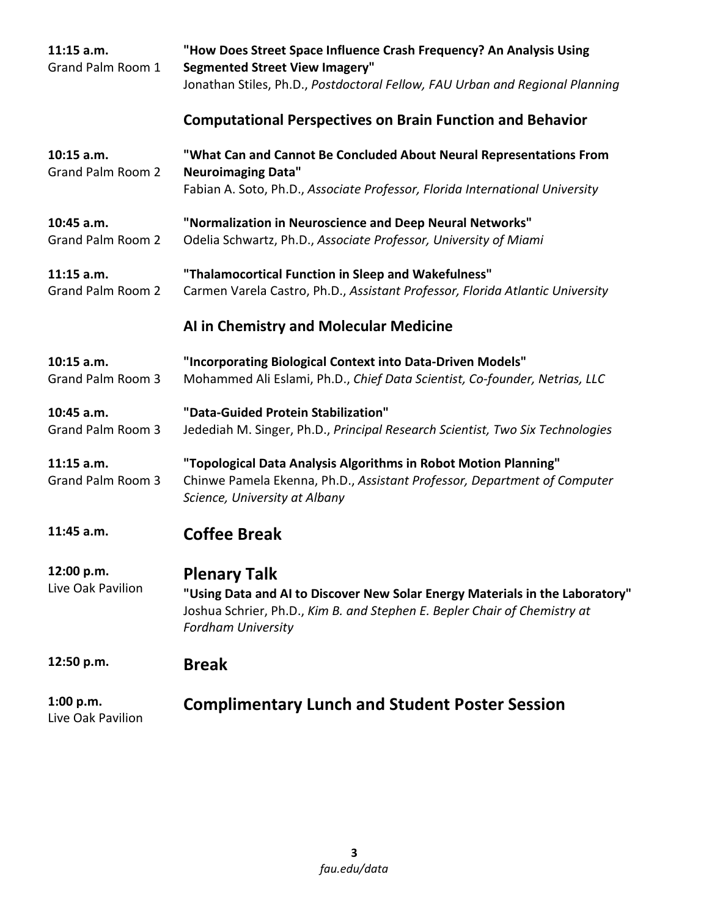**11:15 a.m.**
Grand Palm Room 1

**"How Does Street Space Influence Crash Frequency? An Analysis Using Segmented Street View Imagery"**
Jonathan Stiles, Ph.D., *Postdoctoral Fellow, FAU Urban and Regional Planning*

## Computational Perspectives on Brain Function and Behavior

**10:15 a.m.**
Grand Palm Room 2

**"What Can and Cannot Be Concluded About Neural Representations From Neuroimaging Data"**
Fabian A. Soto, Ph.D., *Associate Professor, Florida International University*

**10:45 a.m.**
Grand Palm Room 2

**"Normalization in Neuroscience and Deep Neural Networks"**
Odelia Schwartz, Ph.D., *Associate Professor, University of Miami*

**11:15 a.m.**
Grand Palm Room 2

**"Thalamocortical Function in Sleep and Wakefulness"**
Carmen Varela Castro, Ph.D., *Assistant Professor, Florida Atlantic University*

## AI in Chemistry and Molecular Medicine

**10:15 a.m.**
Grand Palm Room 3

**"Incorporating Biological Context into Data-Driven Models"**
Mohammed Ali Eslami, Ph.D., *Chief Data Scientist, Co-founder, Netrias, LLC*

**10:45 a.m.**
Grand Palm Room 3

**"Data-Guided Protein Stabilization"**
Jedediah M. Singer, Ph.D., *Principal Research Scientist, Two Six Technologies*

**11:15 a.m.**
Grand Palm Room 3

**"Topological Data Analysis Algorithms in Robot Motion Planning"**
Chinwe Pamela Ekenna, Ph.D., *Assistant Professor, Department of Computer Science, University at Albany*

**11:45 a.m.**

## Coffee Break

**12:00 p.m.**
Live Oak Pavilion

## Plenary Talk

**"Using Data and AI to Discover New Solar Energy Materials in the Laboratory"**
Joshua Schrier, Ph.D., *Kim B. and Stephen E. Bepler Chair of Chemistry at Fordham University*

**12:50 p.m.**

## Break

**1:00 p.m.**
Live Oak Pavilion

## Complimentary Lunch and Student Poster Session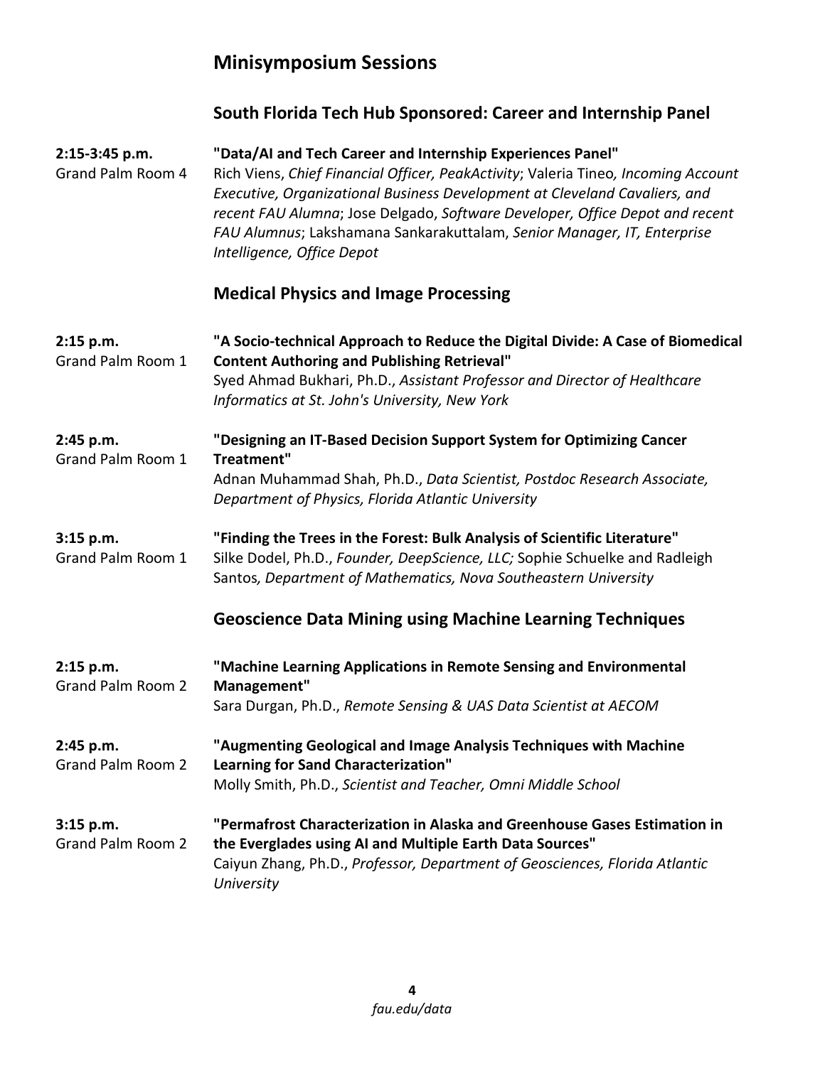# Minisymposium Sessions

## South Florida Tech Hub Sponsored: Career and Internship Panel

**2:15-3:45 p.m.**
Grand Palm Room 4

**"Data/AI and Tech Career and Internship Experiences Panel"**
Rich Viens, *Chief Financial Officer, PeakActivity*; Valeria Tineo*, Incoming Account Executive, Organizational Business Development at Cleveland Cavaliers, and recent FAU Alumna*; Jose Delgado, *Software Developer, Office Depot and recent FAU Alumnus*; Lakshamana Sankarakuttalam, *Senior Manager, IT, Enterprise Intelligence, Office Depot*

## Medical Physics and Image Processing

**2:15 p.m.**
Grand Palm Room 1

**"A Socio-technical Approach to Reduce the Digital Divide: A Case of Biomedical Content Authoring and Publishing Retrieval"**
Syed Ahmad Bukhari, Ph.D., *Assistant Professor and Director of Healthcare Informatics at St. John's University, New York*

**2:45 p.m.**
Grand Palm Room 1

**"Designing an IT-Based Decision Support System for Optimizing Cancer Treatment"**
Adnan Muhammad Shah, Ph.D., *Data Scientist, Postdoc Research Associate, Department of Physics, Florida Atlantic University*

**3:15 p.m.**
Grand Palm Room 1

**"Finding the Trees in the Forest: Bulk Analysis of Scientific Literature"**
Silke Dodel, Ph.D., *Founder, DeepScience, LLC;* Sophie Schuelke and Radleigh Santos*, Department of Mathematics, Nova Southeastern University*

## Geoscience Data Mining using Machine Learning Techniques

**2:15 p.m.**
Grand Palm Room 2

**"Machine Learning Applications in Remote Sensing and Environmental Management"**
Sara Durgan, Ph.D., *Remote Sensing & UAS Data Scientist at AECOM*

**2:45 p.m.**
Grand Palm Room 2

**"Augmenting Geological and Image Analysis Techniques with Machine Learning for Sand Characterization"**
Molly Smith, Ph.D., *Scientist and Teacher, Omni Middle School*

**3:15 p.m.**
Grand Palm Room 2

**"Permafrost Characterization in Alaska and Greenhouse Gases Estimation in the Everglades using AI and Multiple Earth Data Sources"**
Caiyun Zhang, Ph.D., *Professor, Department of Geosciences, Florida Atlantic University*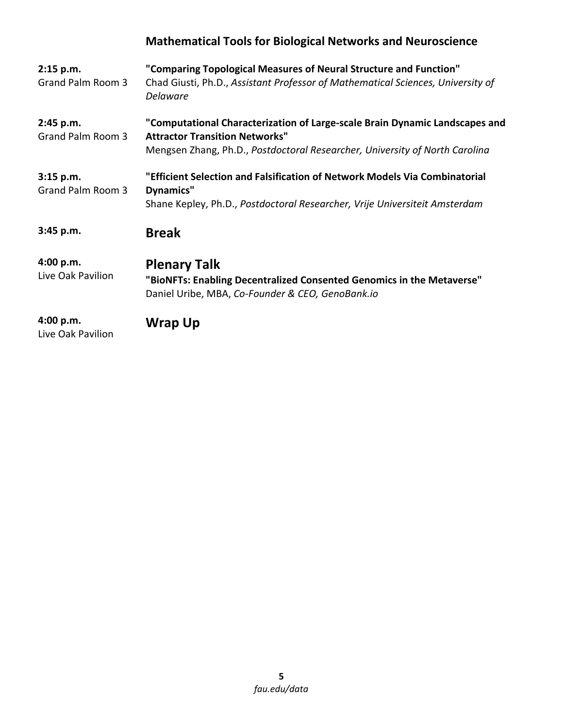## Mathematical Tools for Biological Networks and Neuroscience

**2:15 p.m.**
Grand Palm Room 3

**"Comparing Topological Measures of Neural Structure and Function"**
Chad Giusti, Ph.D., *Assistant Professor of Mathematical Sciences, University of Delaware*

**2:45 p.m.**
Grand Palm Room 3

**"Computational Characterization of Large-scale Brain Dynamic Landscapes and Attractor Transition Networks"**
Mengsen Zhang, Ph.D., *Postdoctoral Researcher, University of North Carolina*

**3:15 p.m.**
Grand Palm Room 3

**"Efficient Selection and Falsification of Network Models Via Combinatorial Dynamics"**
Shane Kepley, Ph.D., *Postdoctoral Researcher, Vrije Universiteit Amsterdam*

**3:45 p.m.**

### Break

**4:00 p.m.**
Live Oak Pavilion

### Plenary Talk

**"BioNFTs: Enabling Decentralized Consented Genomics in the Metaverse"**
Daniel Uribe, MBA, *Co-Founder & CEO, GenoBank.io*

**4:00 p.m.**
Live Oak Pavilion

### Wrap Up

*fau.edu/data*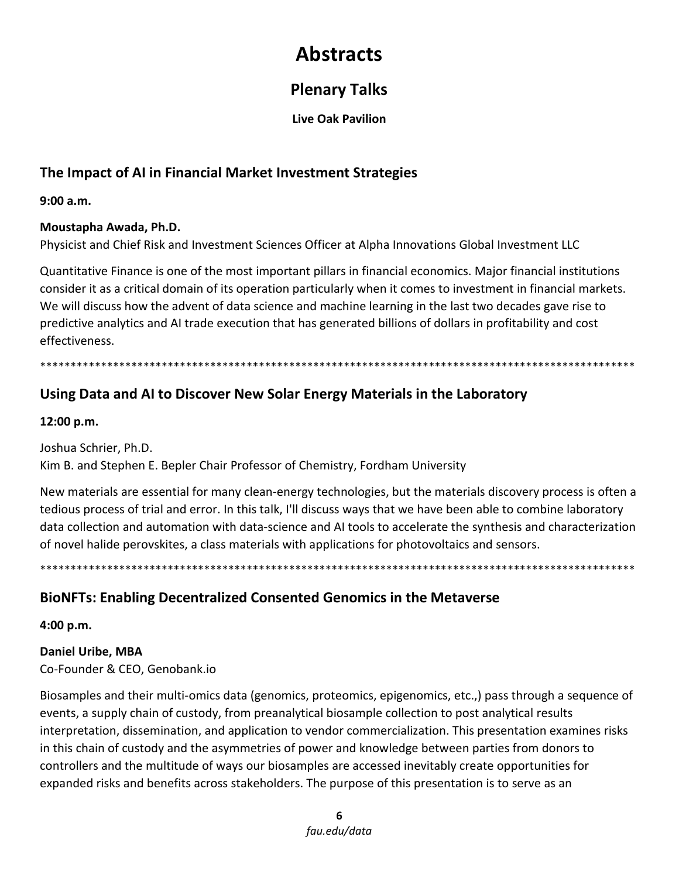# Abstracts

## Plenary Talks

**Live Oak Pavilion**

### The Impact of AI in Financial Market Investment Strategies

**9:00 a.m.**

**Moustapha Awada, Ph.D.**
Physicist and Chief Risk and Investment Sciences Officer at Alpha Innovations Global Investment LLC

Quantitative Finance is one of the most important pillars in financial economics. Major financial institutions consider it as a critical domain of its operation particularly when it comes to investment in financial markets. We will discuss how the advent of data science and machine learning in the last two decades gave rise to predictive analytics and AI trade execution that has generated billions of dollars in profitability and cost effectiveness.

****************************************************************************************************

### Using Data and AI to Discover New Solar Energy Materials in the Laboratory

**12:00 p.m.**

Joshua Schrier, Ph.D.
Kim B. and Stephen E. Bepler Chair Professor of Chemistry, Fordham University

New materials are essential for many clean-energy technologies, but the materials discovery process is often a tedious process of trial and error. In this talk, I'll discuss ways that we have been able to combine laboratory data collection and automation with data-science and AI tools to accelerate the synthesis and characterization of novel halide perovskites, a class materials with applications for photovoltaics and sensors.

****************************************************************************************************

### BioNFTs: Enabling Decentralized Consented Genomics in the Metaverse

**4:00 p.m.**

**Daniel Uribe, MBA**
Co-Founder & CEO, Genobank.io

Biosamples and their multi-omics data (genomics, proteomics, epigenomics, etc.,) pass through a sequence of events, a supply chain of custody, from preanalytical biosample collection to post analytical results interpretation, dissemination, and application to vendor commercialization. This presentation examines risks in this chain of custody and the asymmetries of power and knowledge between parties from donors to controllers and the multitude of ways our biosamples are accessed inevitably create opportunities for expanded risks and benefits across stakeholders. The purpose of this presentation is to serve as an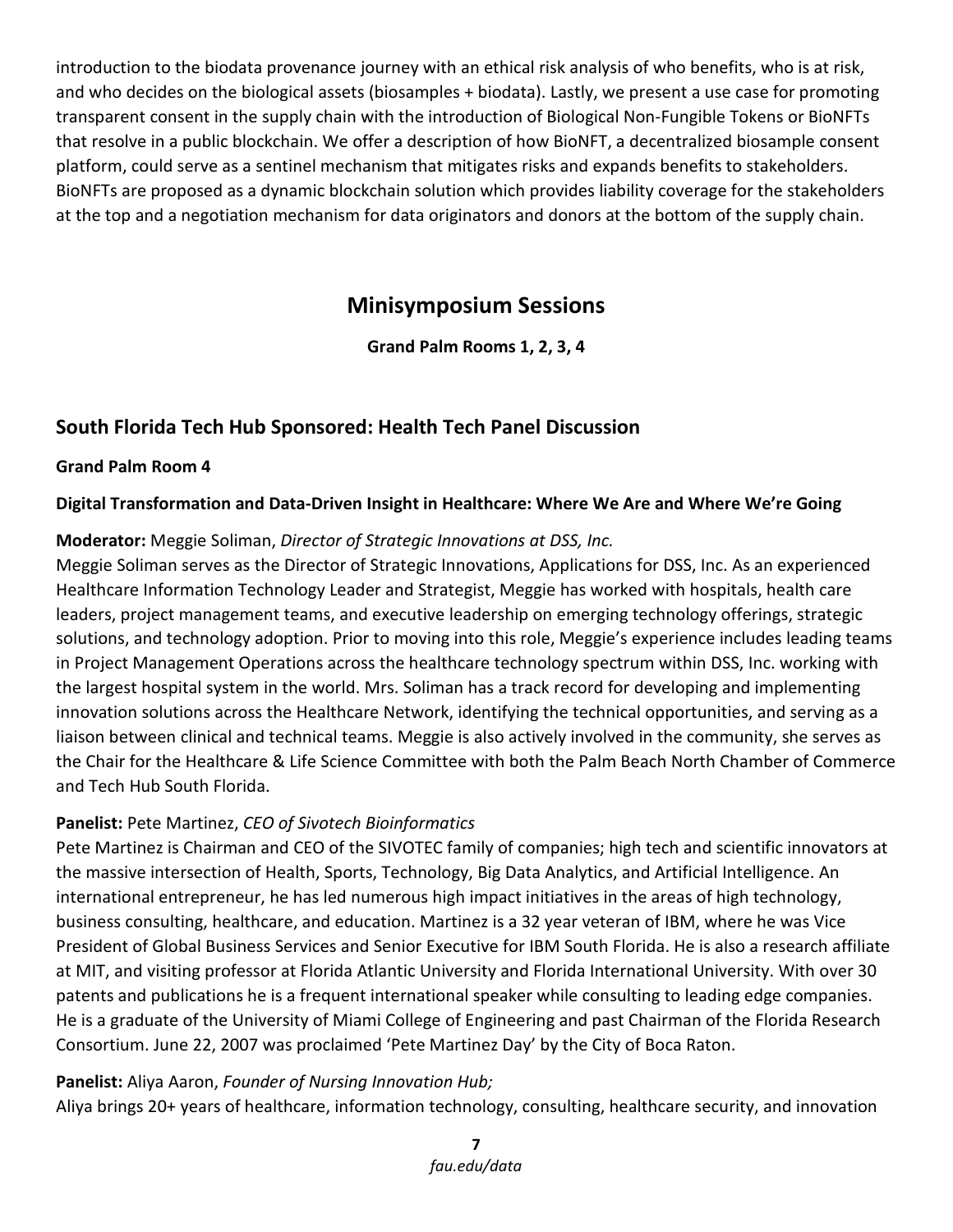introduction to the biodata provenance journey with an ethical risk analysis of who benefits, who is at risk, and who decides on the biological assets (biosamples + biodata). Lastly, we present a use case for promoting transparent consent in the supply chain with the introduction of Biological Non-Fungible Tokens or BioNFTs that resolve in a public blockchain. We offer a description of how BioNFT, a decentralized biosample consent platform, could serve as a sentinel mechanism that mitigates risks and expands benefits to stakeholders. BioNFTs are proposed as a dynamic blockchain solution which provides liability coverage for the stakeholders at the top and a negotiation mechanism for data originators and donors at the bottom of the supply chain.

# Minisymposium Sessions

**Grand Palm Rooms 1, 2, 3, 4**

## South Florida Tech Hub Sponsored: Health Tech Panel Discussion

**Grand Palm Room 4**

**Digital Transformation and Data-Driven Insight in Healthcare: Where We Are and Where We're Going**

**Moderator:** Meggie Soliman, *Director of Strategic Innovations at DSS, Inc.*
Meggie Soliman serves as the Director of Strategic Innovations, Applications for DSS, Inc. As an experienced Healthcare Information Technology Leader and Strategist, Meggie has worked with hospitals, health care leaders, project management teams, and executive leadership on emerging technology offerings, strategic solutions, and technology adoption. Prior to moving into this role, Meggie's experience includes leading teams in Project Management Operations across the healthcare technology spectrum within DSS, Inc. working with the largest hospital system in the world. Mrs. Soliman has a track record for developing and implementing innovation solutions across the Healthcare Network, identifying the technical opportunities, and serving as a liaison between clinical and technical teams. Meggie is also actively involved in the community, she serves as the Chair for the Healthcare & Life Science Committee with both the Palm Beach North Chamber of Commerce and Tech Hub South Florida.

**Panelist:** Pete Martinez, *CEO of Sivotech Bioinformatics*
Pete Martinez is Chairman and CEO of the SIVOTEC family of companies; high tech and scientific innovators at the massive intersection of Health, Sports, Technology, Big Data Analytics, and Artificial Intelligence. An international entrepreneur, he has led numerous high impact initiatives in the areas of high technology, business consulting, healthcare, and education. Martinez is a 32 year veteran of IBM, where he was Vice President of Global Business Services and Senior Executive for IBM South Florida. He is also a research affiliate at MIT, and visiting professor at Florida Atlantic University and Florida International University. With over 30 patents and publications he is a frequent international speaker while consulting to leading edge companies. He is a graduate of the University of Miami College of Engineering and past Chairman of the Florida Research Consortium. June 22, 2007 was proclaimed 'Pete Martinez Day' by the City of Boca Raton.

**Panelist:** Aliya Aaron, *Founder of Nursing Innovation Hub;*
Aliya brings 20+ years of healthcare, information technology, consulting, healthcare security, and innovation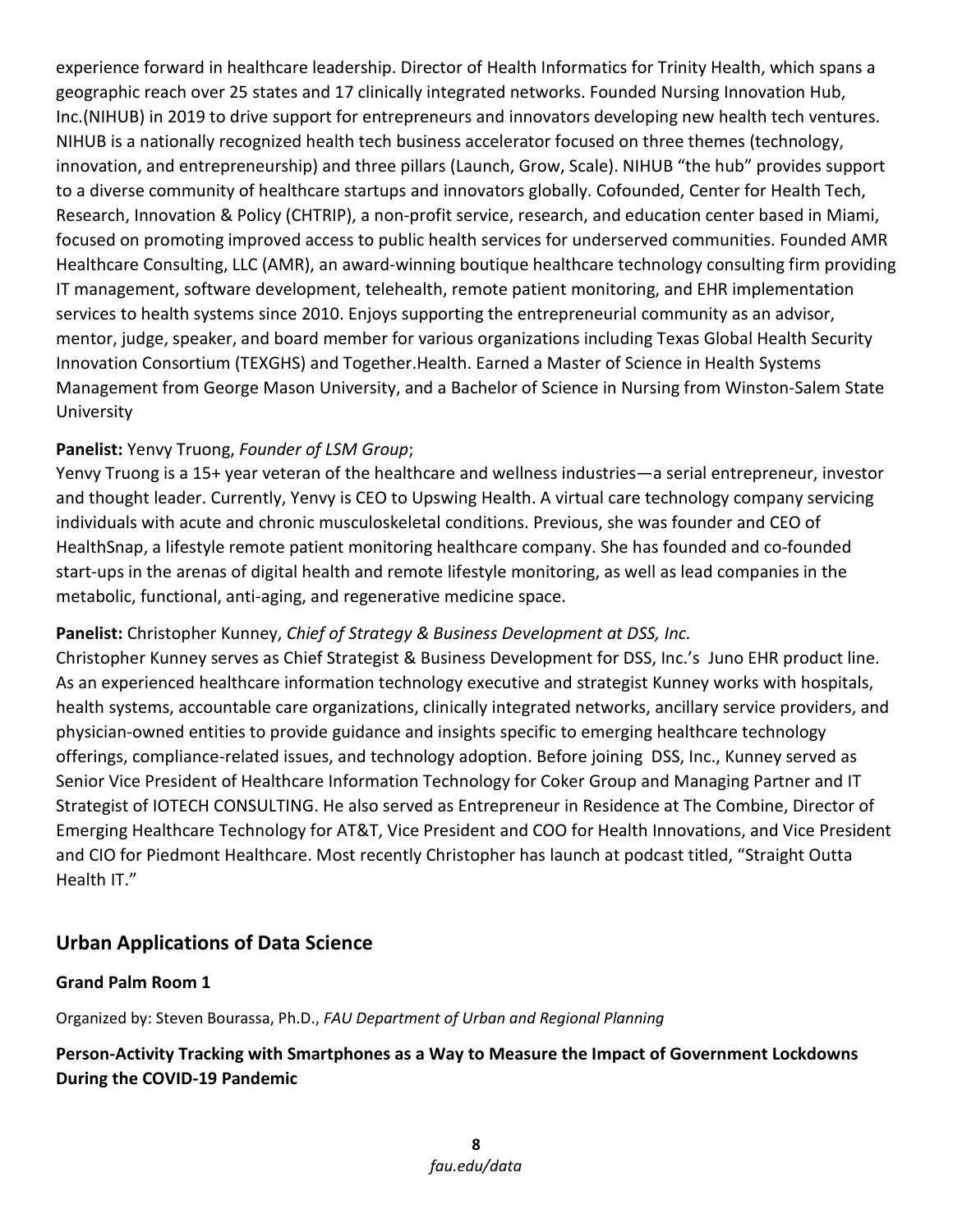experience forward in healthcare leadership. Director of Health Informatics for Trinity Health, which spans a geographic reach over 25 states and 17 clinically integrated networks. Founded Nursing Innovation Hub, Inc.(NIHUB) in 2019 to drive support for entrepreneurs and innovators developing new health tech ventures. NIHUB is a nationally recognized health tech business accelerator focused on three themes (technology, innovation, and entrepreneurship) and three pillars (Launch, Grow, Scale). NIHUB "the hub" provides support to a diverse community of healthcare startups and innovators globally. Cofounded, Center for Health Tech, Research, Innovation & Policy (CHTRIP), a non-profit service, research, and education center based in Miami, focused on promoting improved access to public health services for underserved communities. Founded AMR Healthcare Consulting, LLC (AMR), an award-winning boutique healthcare technology consulting firm providing IT management, software development, telehealth, remote patient monitoring, and EHR implementation services to health systems since 2010. Enjoys supporting the entrepreneurial community as an advisor, mentor, judge, speaker, and board member for various organizations including Texas Global Health Security Innovation Consortium (TEXGHS) and Together.Health. Earned a Master of Science in Health Systems Management from George Mason University, and a Bachelor of Science in Nursing from Winston-Salem State University

**Panelist:** Yenvy Truong, *Founder of LSM Group*;
Yenvy Truong is a 15+ year veteran of the healthcare and wellness industries—a serial entrepreneur, investor and thought leader. Currently, Yenvy is CEO to Upswing Health. A virtual care technology company servicing individuals with acute and chronic musculoskeletal conditions. Previous, she was founder and CEO of HealthSnap, a lifestyle remote patient monitoring healthcare company. She has founded and co-founded start-ups in the arenas of digital health and remote lifestyle monitoring, as well as lead companies in the metabolic, functional, anti-aging, and regenerative medicine space.

**Panelist:** Christopher Kunney, *Chief of Strategy & Business Development at DSS, Inc.*
Christopher Kunney serves as Chief Strategist & Business Development for DSS, Inc.'s Juno EHR product line. As an experienced healthcare information technology executive and strategist Kunney works with hospitals, health systems, accountable care organizations, clinically integrated networks, ancillary service providers, and physician-owned entities to provide guidance and insights specific to emerging healthcare technology offerings, compliance-related issues, and technology adoption. Before joining DSS, Inc., Kunney served as Senior Vice President of Healthcare Information Technology for Coker Group and Managing Partner and IT Strategist of IOTECH CONSULTING. He also served as Entrepreneur in Residence at The Combine, Director of Emerging Healthcare Technology for AT&T, Vice President and COO for Health Innovations, and Vice President and CIO for Piedmont Healthcare. Most recently Christopher has launch at podcast titled, "Straight Outta Health IT."

## Urban Applications of Data Science

**Grand Palm Room 1**

Organized by: Steven Bourassa, Ph.D., *FAU Department of Urban and Regional Planning*

**Person-Activity Tracking with Smartphones as a Way to Measure the Impact of Government Lockdowns During the COVID-19 Pandemic**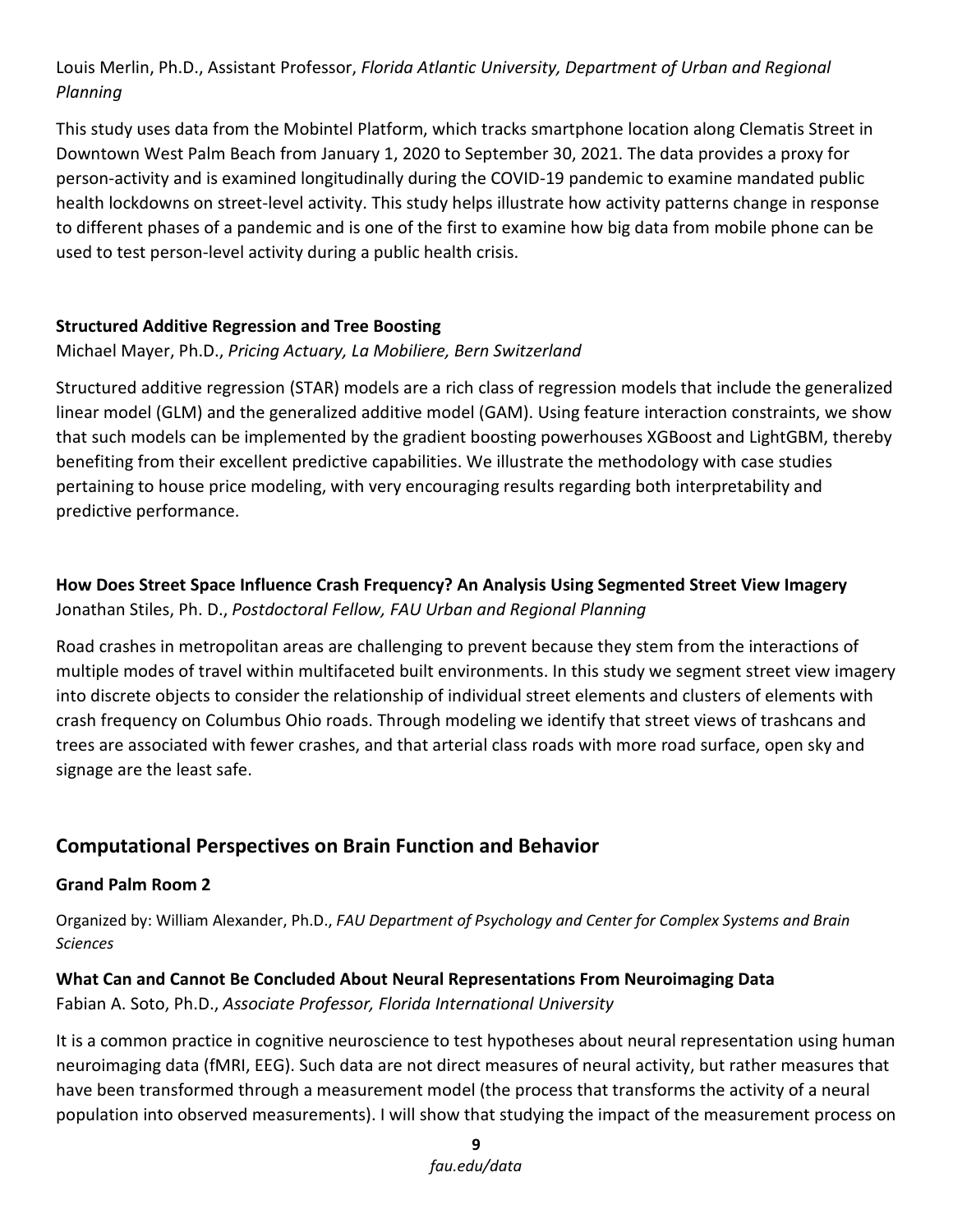Louis Merlin, Ph.D., Assistant Professor, *Florida Atlantic University, Department of Urban and Regional Planning*

This study uses data from the Mobintel Platform, which tracks smartphone location along Clematis Street in Downtown West Palm Beach from January 1, 2020 to September 30, 2021. The data provides a proxy for person-activity and is examined longitudinally during the COVID-19 pandemic to examine mandated public health lockdowns on street-level activity. This study helps illustrate how activity patterns change in response to different phases of a pandemic and is one of the first to examine how big data from mobile phone can be used to test person-level activity during a public health crisis.

**Structured Additive Regression and Tree Boosting**

Michael Mayer, Ph.D., *Pricing Actuary, La Mobiliere, Bern Switzerland*

Structured additive regression (STAR) models are a rich class of regression models that include the generalized linear model (GLM) and the generalized additive model (GAM). Using feature interaction constraints, we show that such models can be implemented by the gradient boosting powerhouses XGBoost and LightGBM, thereby benefiting from their excellent predictive capabilities. We illustrate the methodology with case studies pertaining to house price modeling, with very encouraging results regarding both interpretability and predictive performance.

**How Does Street Space Influence Crash Frequency? An Analysis Using Segmented Street View Imagery**

Jonathan Stiles, Ph. D., *Postdoctoral Fellow, FAU Urban and Regional Planning*

Road crashes in metropolitan areas are challenging to prevent because they stem from the interactions of multiple modes of travel within multifaceted built environments. In this study we segment street view imagery into discrete objects to consider the relationship of individual street elements and clusters of elements with crash frequency on Columbus Ohio roads. Through modeling we identify that street views of trashcans and trees are associated with fewer crashes, and that arterial class roads with more road surface, open sky and signage are the least safe.

## Computational Perspectives on Brain Function and Behavior

**Grand Palm Room 2**

Organized by: William Alexander, Ph.D., *FAU Department of Psychology and Center for Complex Systems and Brain Sciences*

**What Can and Cannot Be Concluded About Neural Representations From Neuroimaging Data**

Fabian A. Soto, Ph.D., *Associate Professor, Florida International University*

It is a common practice in cognitive neuroscience to test hypotheses about neural representation using human neuroimaging data (fMRI, EEG). Such data are not direct measures of neural activity, but rather measures that have been transformed through a measurement model (the process that transforms the activity of a neural population into observed measurements). I will show that studying the impact of the measurement process on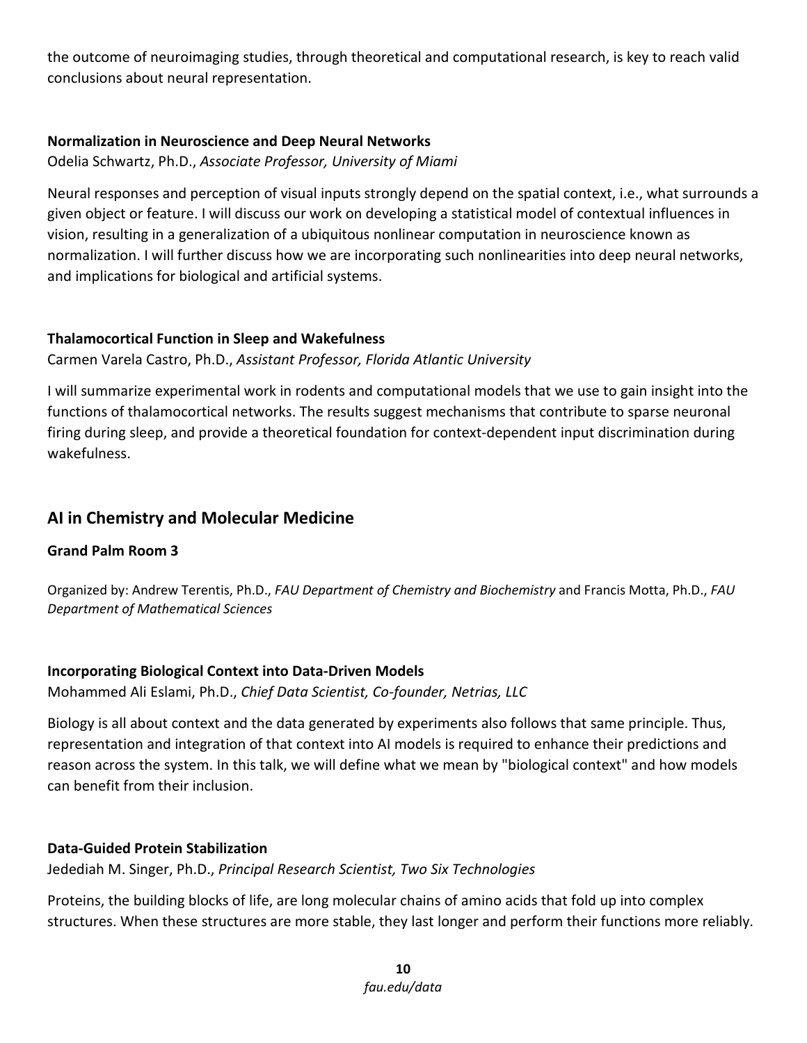the outcome of neuroimaging studies, through theoretical and computational research, is key to reach valid conclusions about neural representation.

**Normalization in Neuroscience and Deep Neural Networks**

Odelia Schwartz, Ph.D., *Associate Professor, University of Miami*

Neural responses and perception of visual inputs strongly depend on the spatial context, i.e., what surrounds a given object or feature. I will discuss our work on developing a statistical model of contextual influences in vision, resulting in a generalization of a ubiquitous nonlinear computation in neuroscience known as normalization. I will further discuss how we are incorporating such nonlinearities into deep neural networks, and implications for biological and artificial systems.

**Thalamocortical Function in Sleep and Wakefulness**

Carmen Varela Castro, Ph.D., *Assistant Professor, Florida Atlantic University*

I will summarize experimental work in rodents and computational models that we use to gain insight into the functions of thalamocortical networks. The results suggest mechanisms that contribute to sparse neuronal firing during sleep, and provide a theoretical foundation for context-dependent input discrimination during wakefulness.

## AI in Chemistry and Molecular Medicine

**Grand Palm Room 3**

Organized by: Andrew Terentis, Ph.D., *FAU Department of Chemistry and Biochemistry* and Francis Motta, Ph.D., *FAU Department of Mathematical Sciences*

**Incorporating Biological Context into Data-Driven Models**

Mohammed Ali Eslami, Ph.D., *Chief Data Scientist, Co-founder, Netrias, LLC*

Biology is all about context and the data generated by experiments also follows that same principle. Thus, representation and integration of that context into AI models is required to enhance their predictions and reason across the system. In this talk, we will define what we mean by "biological context" and how models can benefit from their inclusion.

**Data-Guided Protein Stabilization**

Jedediah M. Singer, Ph.D., *Principal Research Scientist, Two Six Technologies*

Proteins, the building blocks of life, are long molecular chains of amino acids that fold up into complex structures. When these structures are more stable, they last longer and perform their functions more reliably.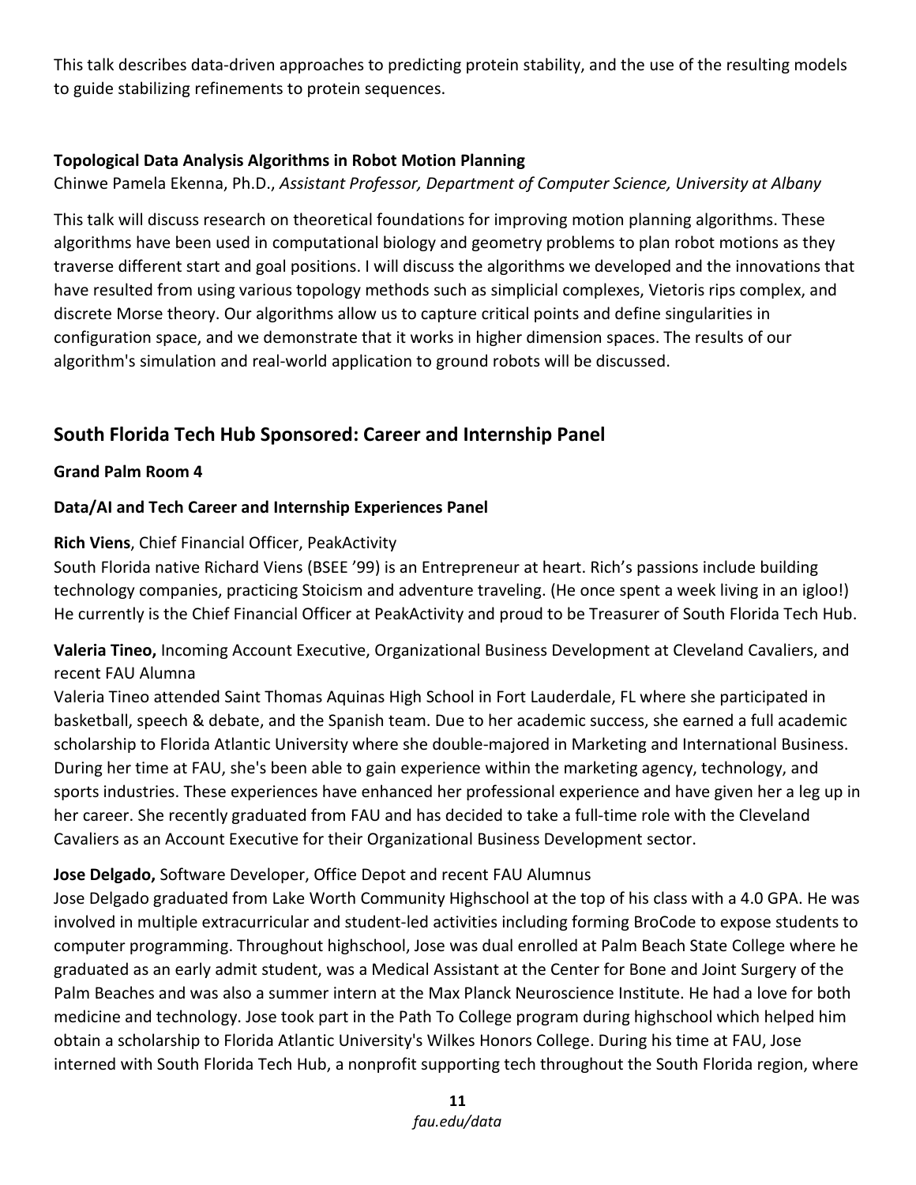This talk describes data-driven approaches to predicting protein stability, and the use of the resulting models to guide stabilizing refinements to protein sequences.

**Topological Data Analysis Algorithms in Robot Motion Planning**
Chinwe Pamela Ekenna, Ph.D., *Assistant Professor, Department of Computer Science, University at Albany*

This talk will discuss research on theoretical foundations for improving motion planning algorithms. These algorithms have been used in computational biology and geometry problems to plan robot motions as they traverse different start and goal positions. I will discuss the algorithms we developed and the innovations that have resulted from using various topology methods such as simplicial complexes, Vietoris rips complex, and discrete Morse theory. Our algorithms allow us to capture critical points and define singularities in configuration space, and we demonstrate that it works in higher dimension spaces. The results of our algorithm's simulation and real-world application to ground robots will be discussed.

## South Florida Tech Hub Sponsored: Career and Internship Panel

**Grand Palm Room 4**

**Data/AI and Tech Career and Internship Experiences Panel**

**Rich Viens**, Chief Financial Officer, PeakActivity
South Florida native Richard Viens (BSEE '99) is an Entrepreneur at heart. Rich's passions include building technology companies, practicing Stoicism and adventure traveling. (He once spent a week living in an igloo!) He currently is the Chief Financial Officer at PeakActivity and proud to be Treasurer of South Florida Tech Hub.

**Valeria Tineo,** Incoming Account Executive, Organizational Business Development at Cleveland Cavaliers, and recent FAU Alumna
Valeria Tineo attended Saint Thomas Aquinas High School in Fort Lauderdale, FL where she participated in basketball, speech & debate, and the Spanish team. Due to her academic success, she earned a full academic scholarship to Florida Atlantic University where she double-majored in Marketing and International Business. During her time at FAU, she's been able to gain experience within the marketing agency, technology, and sports industries. These experiences have enhanced her professional experience and have given her a leg up in her career. She recently graduated from FAU and has decided to take a full-time role with the Cleveland Cavaliers as an Account Executive for their Organizational Business Development sector.

**Jose Delgado,** Software Developer, Office Depot and recent FAU Alumnus
Jose Delgado graduated from Lake Worth Community Highschool at the top of his class with a 4.0 GPA. He was involved in multiple extracurricular and student-led activities including forming BroCode to expose students to computer programming. Throughout highschool, Jose was dual enrolled at Palm Beach State College where he graduated as an early admit student, was a Medical Assistant at the Center for Bone and Joint Surgery of the Palm Beaches and was also a summer intern at the Max Planck Neuroscience Institute. He had a love for both medicine and technology. Jose took part in the Path To College program during highschool which helped him obtain a scholarship to Florida Atlantic University's Wilkes Honors College. During his time at FAU, Jose interned with South Florida Tech Hub, a nonprofit supporting tech throughout the South Florida region, where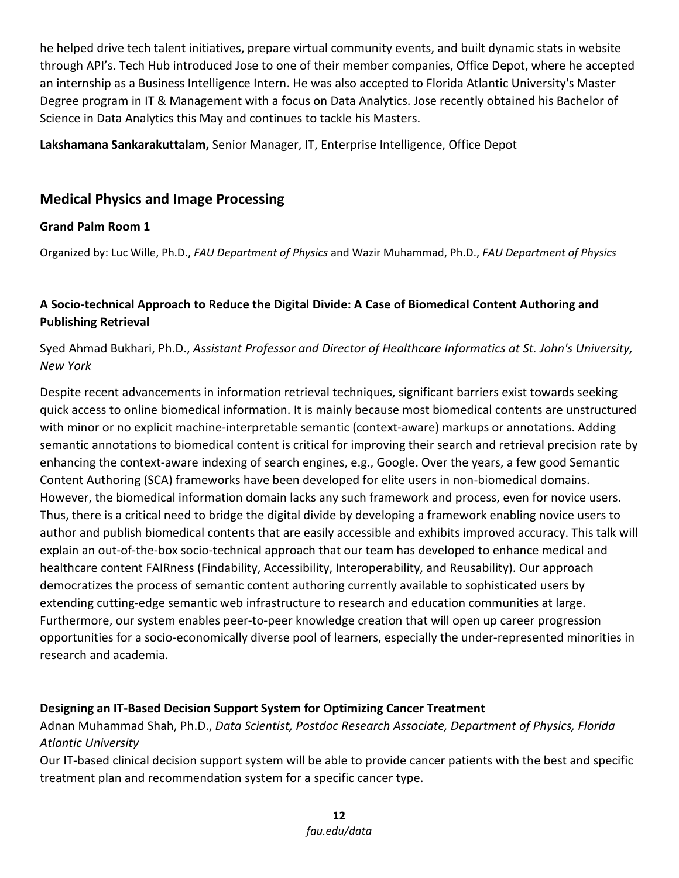he helped drive tech talent initiatives, prepare virtual community events, and built dynamic stats in website through API's. Tech Hub introduced Jose to one of their member companies, Office Depot, where he accepted an internship as a Business Intelligence Intern. He was also accepted to Florida Atlantic University's Master Degree program in IT & Management with a focus on Data Analytics. Jose recently obtained his Bachelor of Science in Data Analytics this May and continues to tackle his Masters.

**Lakshamana Sankarakuttalam,** Senior Manager, IT, Enterprise Intelligence, Office Depot

## Medical Physics and Image Processing

**Grand Palm Room 1**

Organized by: Luc Wille, Ph.D., *FAU Department of Physics* and Wazir Muhammad, Ph.D., *FAU Department of Physics*

### A Socio-technical Approach to Reduce the Digital Divide: A Case of Biomedical Content Authoring and Publishing Retrieval

Syed Ahmad Bukhari, Ph.D., *Assistant Professor and Director of Healthcare Informatics at St. John's University, New York*

Despite recent advancements in information retrieval techniques, significant barriers exist towards seeking quick access to online biomedical information. It is mainly because most biomedical contents are unstructured with minor or no explicit machine-interpretable semantic (context-aware) markups or annotations. Adding semantic annotations to biomedical content is critical for improving their search and retrieval precision rate by enhancing the context-aware indexing of search engines, e.g., Google. Over the years, a few good Semantic Content Authoring (SCA) frameworks have been developed for elite users in non-biomedical domains. However, the biomedical information domain lacks any such framework and process, even for novice users. Thus, there is a critical need to bridge the digital divide by developing a framework enabling novice users to author and publish biomedical contents that are easily accessible and exhibits improved accuracy. This talk will explain an out-of-the-box socio-technical approach that our team has developed to enhance medical and healthcare content FAIRness (Findability, Accessibility, Interoperability, and Reusability). Our approach democratizes the process of semantic content authoring currently available to sophisticated users by extending cutting-edge semantic web infrastructure to research and education communities at large. Furthermore, our system enables peer-to-peer knowledge creation that will open up career progression opportunities for a socio-economically diverse pool of learners, especially the under-represented minorities in research and academia.

### Designing an IT-Based Decision Support System for Optimizing Cancer Treatment

Adnan Muhammad Shah, Ph.D., *Data Scientist, Postdoc Research Associate, Department of Physics, Florida Atlantic University*

Our IT-based clinical decision support system will be able to provide cancer patients with the best and specific treatment plan and recommendation system for a specific cancer type.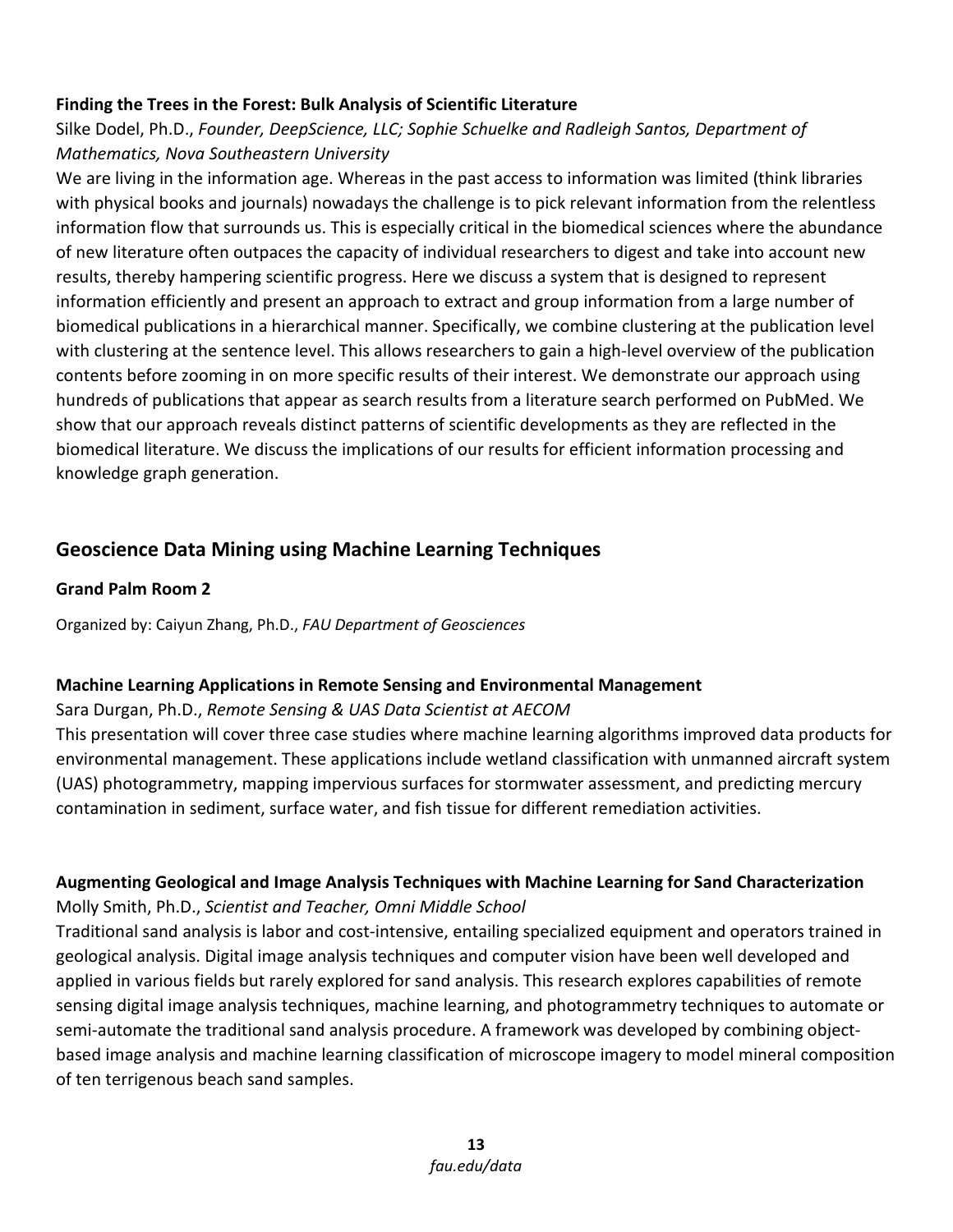**Finding the Trees in the Forest: Bulk Analysis of Scientific Literature**

Silke Dodel, Ph.D., *Founder, DeepScience, LLC; Sophie Schuelke and Radleigh Santos, Department of Mathematics, Nova Southeastern University*

We are living in the information age. Whereas in the past access to information was limited (think libraries with physical books and journals) nowadays the challenge is to pick relevant information from the relentless information flow that surrounds us. This is especially critical in the biomedical sciences where the abundance of new literature often outpaces the capacity of individual researchers to digest and take into account new results, thereby hampering scientific progress. Here we discuss a system that is designed to represent information efficiently and present an approach to extract and group information from a large number of biomedical publications in a hierarchical manner. Specifically, we combine clustering at the publication level with clustering at the sentence level. This allows researchers to gain a high-level overview of the publication contents before zooming in on more specific results of their interest. We demonstrate our approach using hundreds of publications that appear as search results from a literature search performed on PubMed. We show that our approach reveals distinct patterns of scientific developments as they are reflected in the biomedical literature. We discuss the implications of our results for efficient information processing and knowledge graph generation.

## Geoscience Data Mining using Machine Learning Techniques

**Grand Palm Room 2**

Organized by: Caiyun Zhang, Ph.D., *FAU Department of Geosciences*

**Machine Learning Applications in Remote Sensing and Environmental Management**

Sara Durgan, Ph.D., *Remote Sensing & UAS Data Scientist at AECOM*

This presentation will cover three case studies where machine learning algorithms improved data products for environmental management. These applications include wetland classification with unmanned aircraft system (UAS) photogrammetry, mapping impervious surfaces for stormwater assessment, and predicting mercury contamination in sediment, surface water, and fish tissue for different remediation activities.

**Augmenting Geological and Image Analysis Techniques with Machine Learning for Sand Characterization**

Molly Smith, Ph.D., *Scientist and Teacher, Omni Middle School*

Traditional sand analysis is labor and cost-intensive, entailing specialized equipment and operators trained in geological analysis. Digital image analysis techniques and computer vision have been well developed and applied in various fields but rarely explored for sand analysis. This research explores capabilities of remote sensing digital image analysis techniques, machine learning, and photogrammetry techniques to automate or semi-automate the traditional sand analysis procedure. A framework was developed by combining object-based image analysis and machine learning classification of microscope imagery to model mineral composition of ten terrigenous beach sand samples.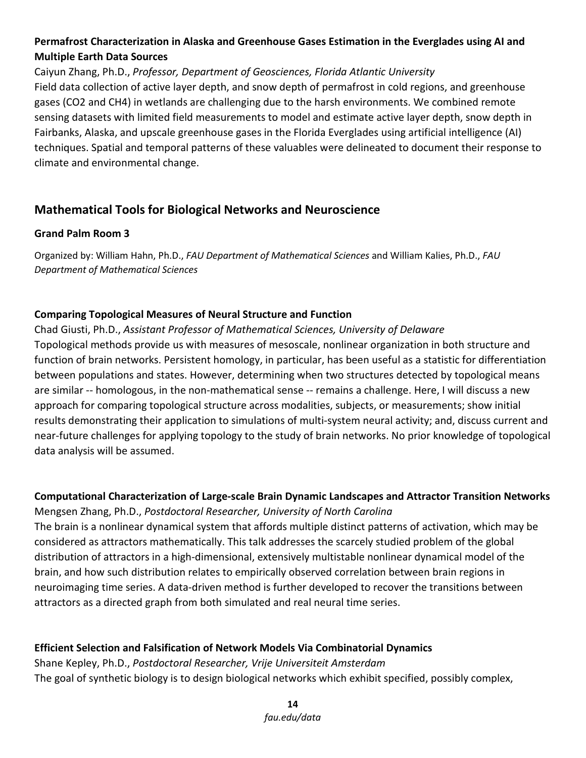**Permafrost Characterization in Alaska and Greenhouse Gases Estimation in the Everglades using AI and Multiple Earth Data Sources**

Caiyun Zhang, Ph.D., *Professor, Department of Geosciences, Florida Atlantic University*

Field data collection of active layer depth, and snow depth of permafrost in cold regions, and greenhouse gases ($CO_2$ and $CH_4$) in wetlands are challenging due to the harsh environments. We combined remote sensing datasets with limited field measurements to model and estimate active layer depth, snow depth in Fairbanks, Alaska, and upscale greenhouse gases in the Florida Everglades using artificial intelligence (AI) techniques. Spatial and temporal patterns of these valuables were delineated to document their response to climate and environmental change.

## Mathematical Tools for Biological Networks and Neuroscience

### Grand Palm Room 3

Organized by: William Hahn, Ph.D., *FAU Department of Mathematical Sciences* and William Kalies, Ph.D., *FAU Department of Mathematical Sciences*

**Comparing Topological Measures of Neural Structure and Function**

Chad Giusti, Ph.D., *Assistant Professor of Mathematical Sciences, University of Delaware*

Topological methods provide us with measures of mesoscale, nonlinear organization in both structure and function of brain networks. Persistent homology, in particular, has been useful as a statistic for differentiation between populations and states. However, determining when two structures detected by topological means are similar -- homologous, in the non-mathematical sense -- remains a challenge. Here, I will discuss a new approach for comparing topological structure across modalities, subjects, or measurements; show initial results demonstrating their application to simulations of multi-system neural activity; and, discuss current and near-future challenges for applying topology to the study of brain networks. No prior knowledge of topological data analysis will be assumed.

**Computational Characterization of Large-scale Brain Dynamic Landscapes and Attractor Transition Networks**

Mengsen Zhang, Ph.D., *Postdoctoral Researcher, University of North Carolina*

The brain is a nonlinear dynamical system that affords multiple distinct patterns of activation, which may be considered as attractors mathematically. This talk addresses the scarcely studied problem of the global distribution of attractors in a high-dimensional, extensively multistable nonlinear dynamical model of the brain, and how such distribution relates to empirically observed correlation between brain regions in neuroimaging time series. A data-driven method is further developed to recover the transitions between attractors as a directed graph from both simulated and real neural time series.

**Efficient Selection and Falsification of Network Models Via Combinatorial Dynamics**

Shane Kepley, Ph.D., *Postdoctoral Researcher, Vrije Universiteit Amsterdam*

The goal of synthetic biology is to design biological networks which exhibit specified, possibly complex,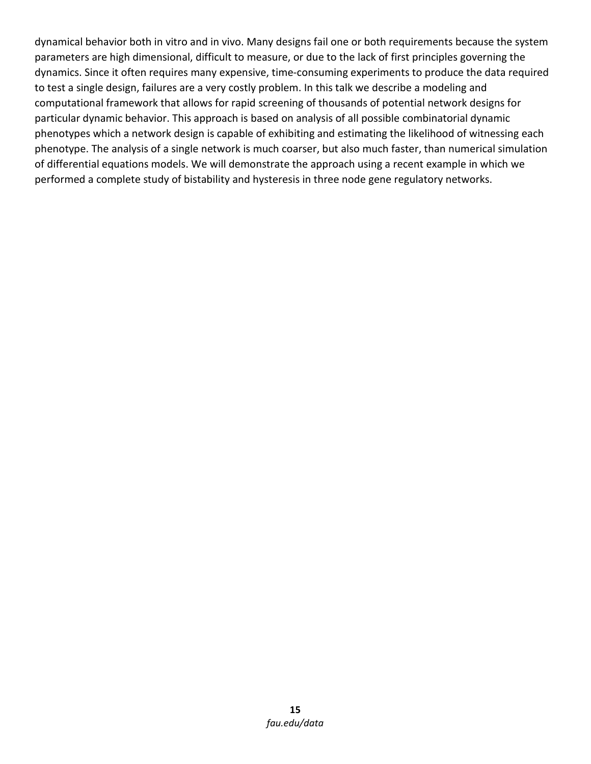dynamical behavior both in vitro and in vivo. Many designs fail one or both requirements because the system parameters are high dimensional, difficult to measure, or due to the lack of first principles governing the dynamics. Since it often requires many expensive, time-consuming experiments to produce the data required to test a single design, failures are a very costly problem. In this talk we describe a modeling and computational framework that allows for rapid screening of thousands of potential network designs for particular dynamic behavior. This approach is based on analysis of all possible combinatorial dynamic phenotypes which a network design is capable of exhibiting and estimating the likelihood of witnessing each phenotype. The analysis of a single network is much coarser, but also much faster, than numerical simulation of differential equations models. We will demonstrate the approach using a recent example in which we performed a complete study of bistability and hysteresis in three node gene regulatory networks.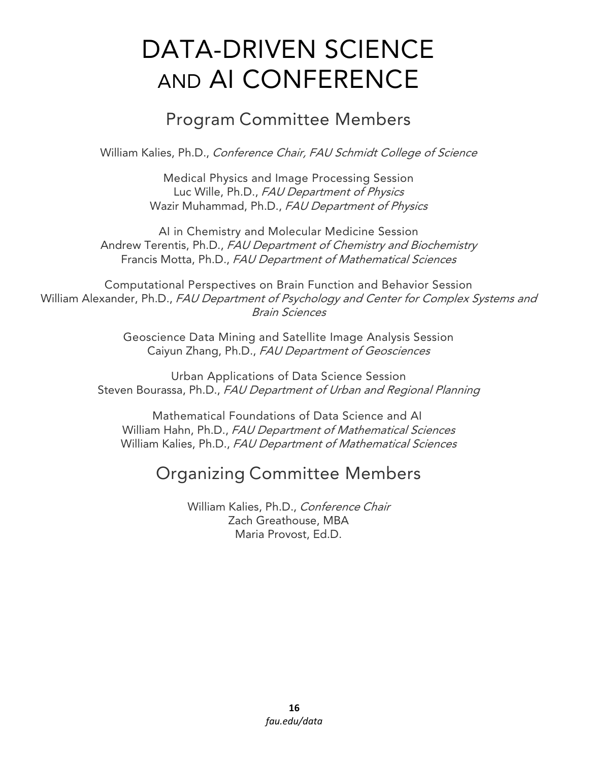# DATA-DRIVEN SCIENCE AND AI CONFERENCE

## Program Committee Members

William Kalies, Ph.D., *Conference Chair, FAU Schmidt College of Science*

Medical Physics and Image Processing Session
Luc Wille, Ph.D., *FAU Department of Physics*
Wazir Muhammad, Ph.D., *FAU Department of Physics*

AI in Chemistry and Molecular Medicine Session
Andrew Terentis, Ph.D., *FAU Department of Chemistry and Biochemistry*
Francis Motta, Ph.D., *FAU Department of Mathematical Sciences*

Computational Perspectives on Brain Function and Behavior Session
William Alexander, Ph.D., *FAU Department of Psychology and Center for Complex Systems and Brain Sciences*

Geoscience Data Mining and Satellite Image Analysis Session
Caiyun Zhang, Ph.D., *FAU Department of Geosciences*

Urban Applications of Data Science Session
Steven Bourassa, Ph.D., *FAU Department of Urban and Regional Planning*

Mathematical Foundations of Data Science and AI
William Hahn, Ph.D., *FAU Department of Mathematical Sciences*
William Kalies, Ph.D., *FAU Department of Mathematical Sciences*

## Organizing Committee Members

William Kalies, Ph.D., *Conference Chair*
Zach Greathouse, MBA
Maria Provost, Ed.D.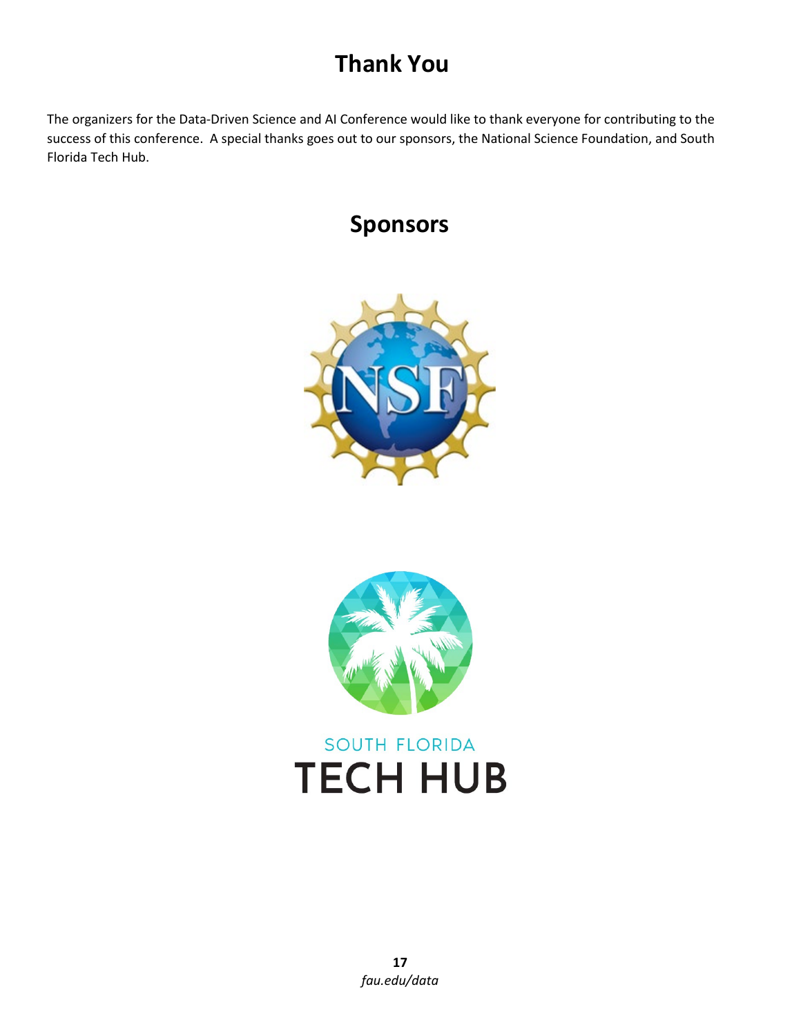# Thank You

The organizers for the Data-Driven Science and AI Conference would like to thank everyone for contributing to the success of this conference. A special thanks goes out to our sponsors, the National Science Foundation, and South Florida Tech Hub.

# Sponsors

NSF

SOUTH FLORIDA
TECH HUB

*fau.edu/data*